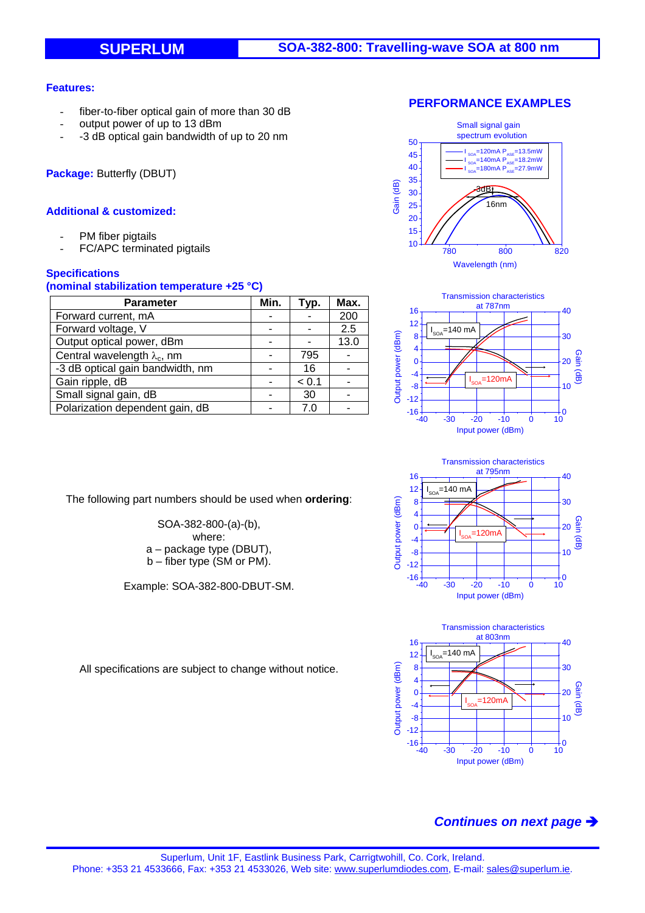# SUPERLUM

## SOA-382-800: Travelling-wave SOA at 800 nm

### Features:

- fiber-to-fiber optical gain of more than 30 dB
- output power of up to 13 dBm
- -3 dB optical gain bandwidth of up to 20 nm

**Package:** Butterfly (DBUT)

### Additional & customized:

- PM fiber pigtails
- FC/APC terminated pigtails

### Specifications
### (nominal stabilization temperature +25 °C)

| Parameter | Min. | Typ. | Max. |
|---|---|---|---|
| Forward current, mA | - | - | 200 |
| Forward voltage, V | - | - | 2.5 |
| Output optical power, dBm | - | - | 13.0 |
| Central wavelength $\lambda_c$, nm | - | 795 | - |
| -3 dB optical gain bandwidth, nm | - | 16 | - |
| Gain ripple, dB | - | < 0.1 | - |
| Small signal gain, dB | - | 30 | - |
| Polarization dependent gain, dB | - | 7.0 | - |

The following part numbers should be used when **ordering**:

SOA-382-800-(a)-(b),
where:
a – package type (DBUT),
b – fiber type (SM or PM).

Example: SOA-382-800-DBUT-SM.

All specifications are subject to change without notice.

### PERFORMANCE EXAMPLES

Small signal gain spectrum evolution

Transmission characteristics at 787nm

Transmission characteristics at 795nm

Transmission characteristics at 803nm

***Continues on next page →***

Superlum, Unit 1F, Eastlink Business Park, Carrigtwohill, Co. Cork, Ireland.
Phone: +353 21 4533666, Fax: +353 21 4533026, Web site: www.superlumdiodes.com, E-mail: sales@superlum.ie.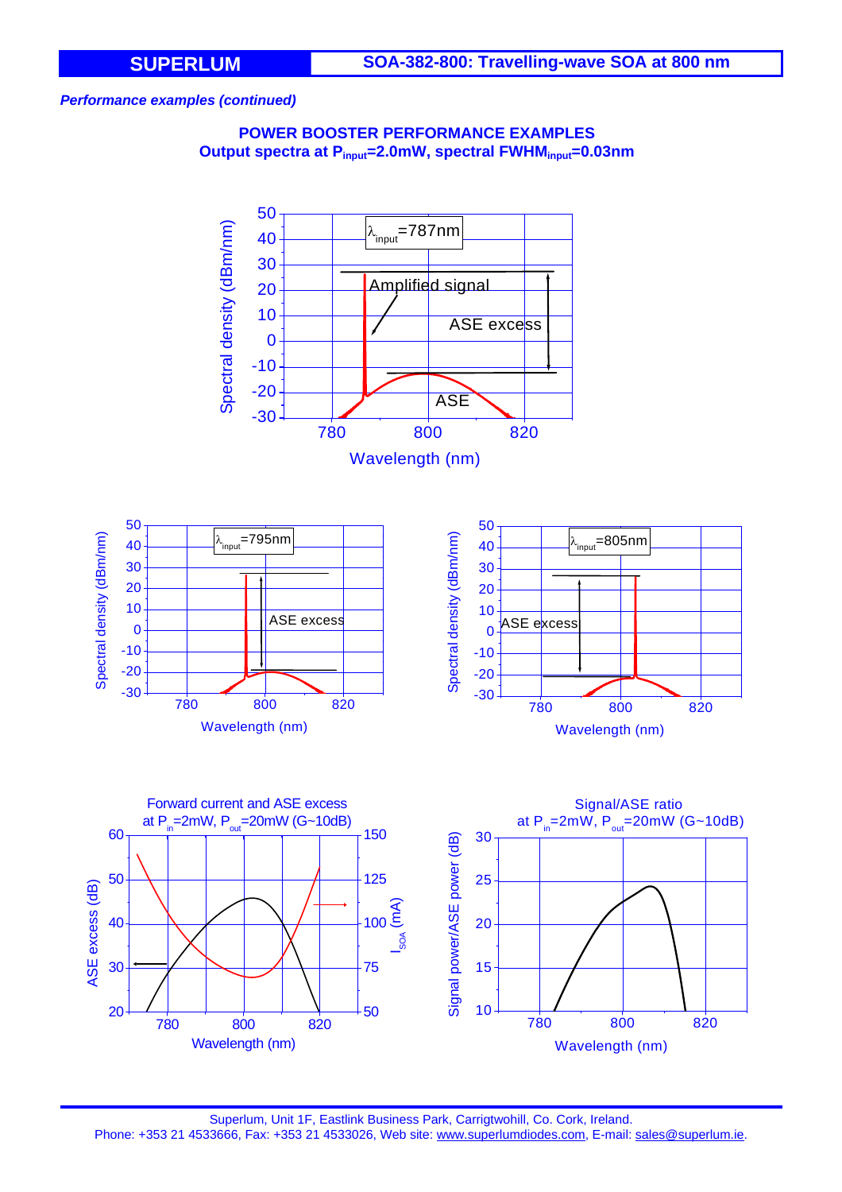*Performance examples (continued)*

**POWER BOOSTER PERFORMANCE EXAMPLES**
**Output spectra at $P_{input}$=2.0mW, spectral $FWHM_{input}$=0.03nm**

$\lambda_{input}$=787nm

Amplified signal

ASE excess

ASE

Spectral density (dBm/nm)

Wavelength (nm)

$\lambda_{input}$=795nm

ASE excess

Spectral density (dBm/nm)

Wavelength (nm)

$\lambda_{input}$=805nm

ASE excess

Spectral density (dBm/nm)

Wavelength (nm)

Forward current and ASE excess
at $P_{in}$=2mW, $P_{out}$=20mW (G~10dB)

ASE excess (dB)

$I_{SOA}$ (mA)

Wavelength (nm)

Signal/ASE ratio
at $P_{in}$=2mW, $P_{out}$=20mW (G~10dB)

Signal power/ASE power (dB)

Wavelength (nm)

Superlum, Unit 1F, Eastlink Business Park, Carrigtwohill, Co. Cork, Ireland.
Phone: +353 21 4533666, Fax: +353 21 4533026, Web site: www.superlumdiodes.com, E-mail: sales@superlum.ie.